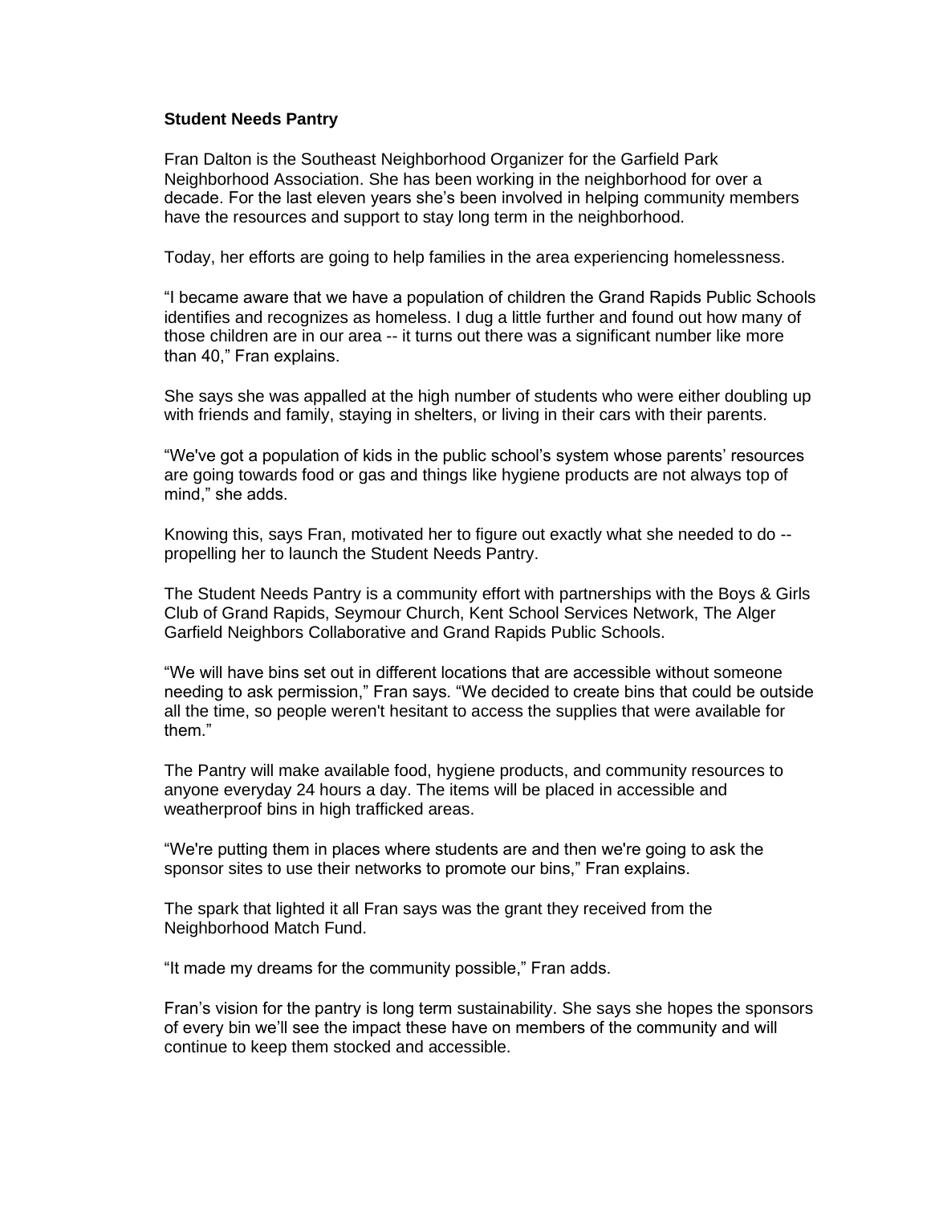**Student Needs Pantry**

Fran Dalton is the Southeast Neighborhood Organizer for the Garfield Park Neighborhood Association. She has been working in the neighborhood for over a decade. For the last eleven years she's been involved in helping community members have the resources and support to stay long term in the neighborhood.

Today, her efforts are going to help families in the area experiencing homelessness.

"I became aware that we have a population of children the Grand Rapids Public Schools identifies and recognizes as homeless. I dug a little further and found out how many of those children are in our area -- it turns out there was a significant number like more than 40," Fran explains.

She says she was appalled at the high number of students who were either doubling up with friends and family, staying in shelters, or living in their cars with their parents.

"We've got a population of kids in the public school's system whose parents' resources are going towards food or gas and things like hygiene products are not always top of mind," she adds.

Knowing this, says Fran, motivated her to figure out exactly what she needed to do -- propelling her to launch the Student Needs Pantry.

The Student Needs Pantry is a community effort with partnerships with the Boys & Girls Club of Grand Rapids, Seymour Church, Kent School Services Network, The Alger Garfield Neighbors Collaborative and Grand Rapids Public Schools.

"We will have bins set out in different locations that are accessible without someone needing to ask permission," Fran says. "We decided to create bins that could be outside all the time, so people weren't hesitant to access the supplies that were available for them."

The Pantry will make available food, hygiene products, and community resources to anyone everyday 24 hours a day. The items will be placed in accessible and weatherproof bins in high trafficked areas.

"We're putting them in places where students are and then we're going to ask the sponsor sites to use their networks to promote our bins," Fran explains.

The spark that lighted it all Fran says was the grant they received from the Neighborhood Match Fund.

"It made my dreams for the community possible," Fran adds.

Fran's vision for the pantry is long term sustainability. She says she hopes the sponsors of every bin we'll see the impact these have on members of the community and will continue to keep them stocked and accessible.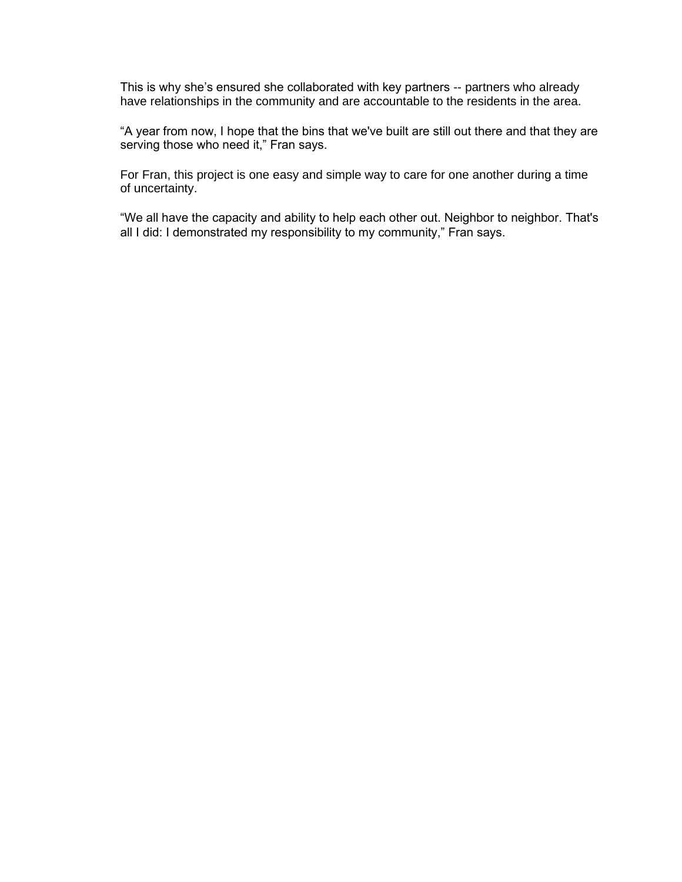This is why she’s ensured she collaborated with key partners -- partners who already have relationships in the community and are accountable to the residents in the area.

“A year from now, I hope that the bins that we've built are still out there and that they are serving those who need it,” Fran says.

For Fran, this project is one easy and simple way to care for one another during a time of uncertainty.

“We all have the capacity and ability to help each other out. Neighbor to neighbor. That's all I did: I demonstrated my responsibility to my community,” Fran says.